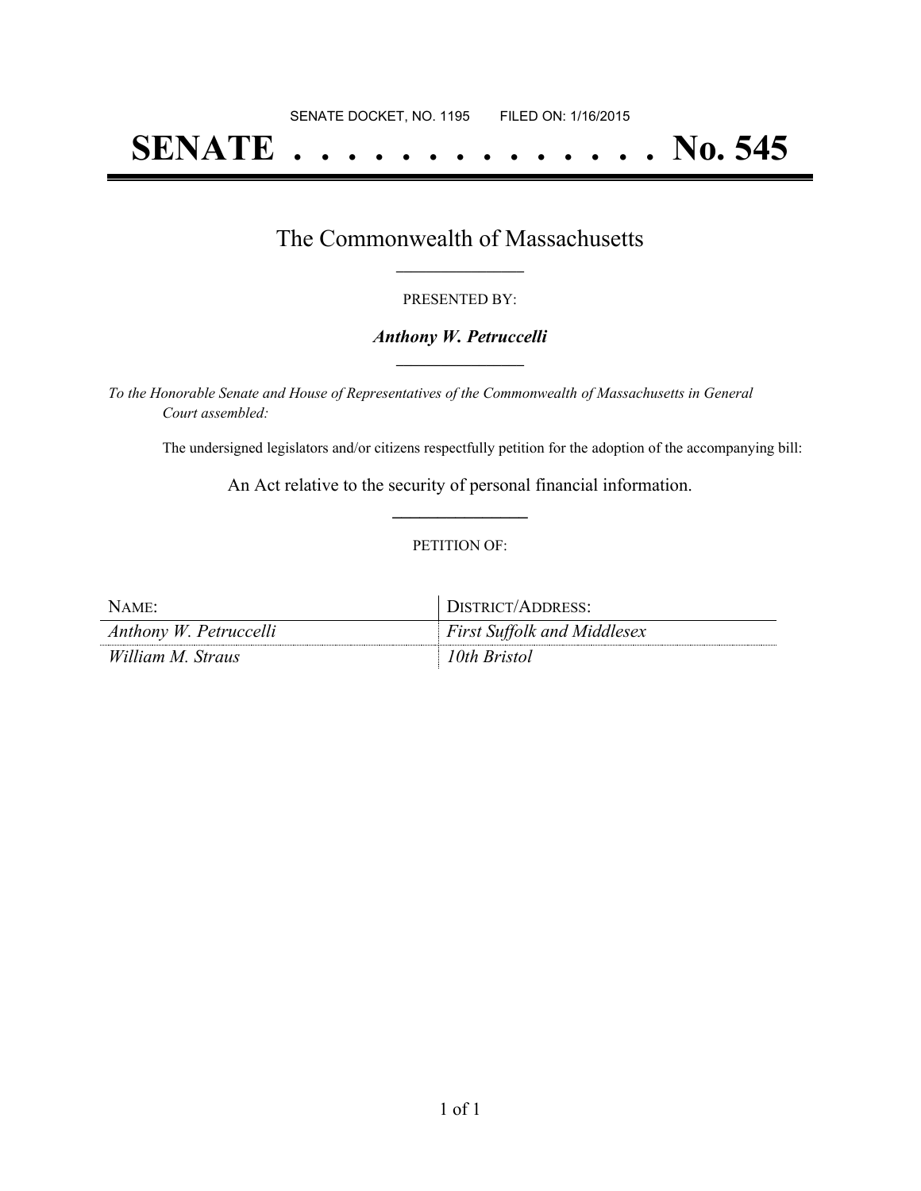SENATE DOCKET, NO. 1195        FILED ON: 1/16/2015

# SENATE . . . . . . . . . . . . . . No. 545

## The Commonwealth of Massachusetts

PRESENTED BY:

***Anthony W. Petruccelli***

*To the Honorable Senate and House of Representatives of the Commonwealth of Massachusetts in General Court assembled:*

The undersigned legislators and/or citizens respectfully petition for the adoption of the accompanying bill:

An Act relative to the security of personal financial information.

PETITION OF:

| NAME: | DISTRICT/ADDRESS: |
| --- | --- |
| *Anthony W. Petruccelli* | *First Suffolk and Middlesex* |
| *William M. Straus* | *10th Bristol* |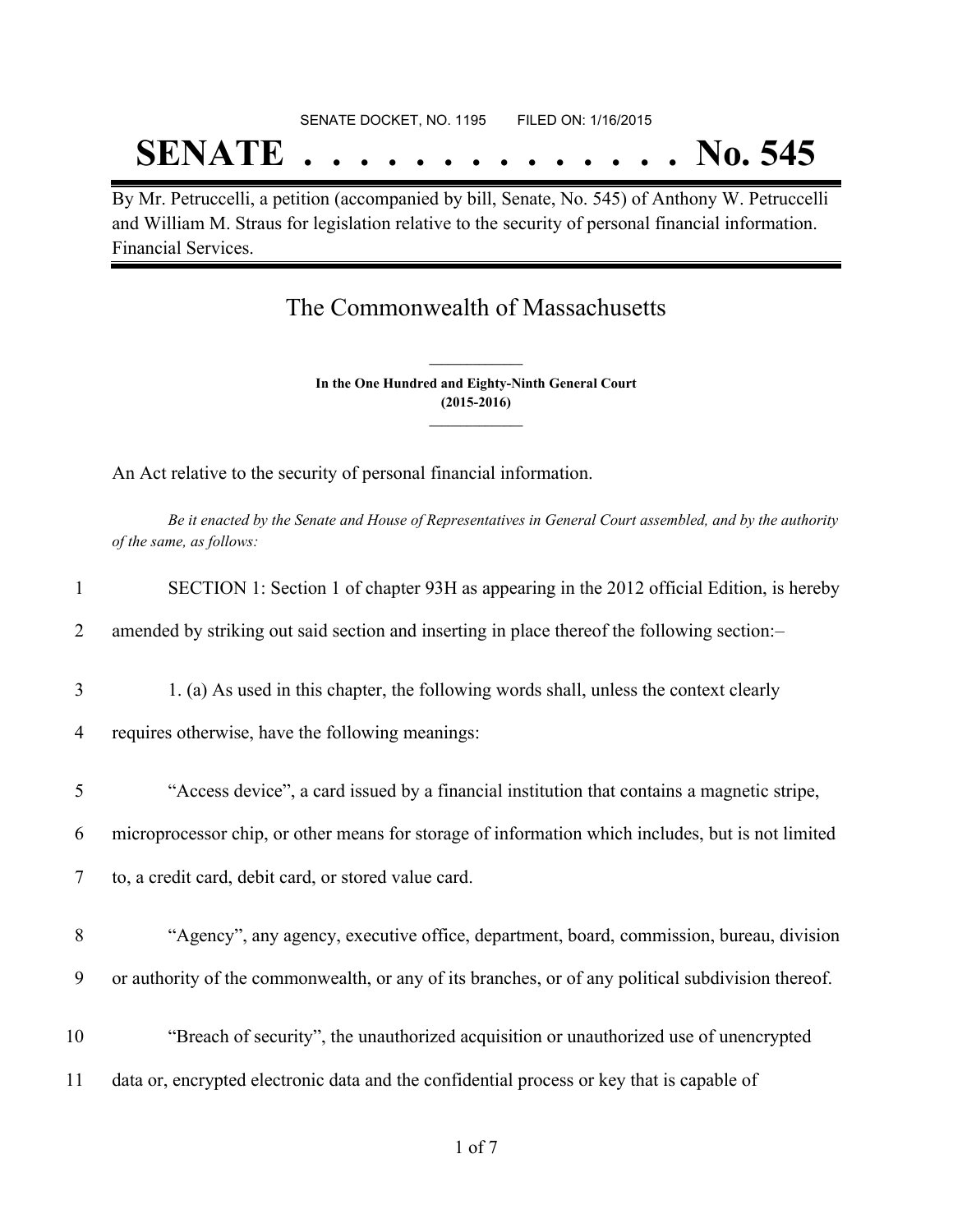SENATE DOCKET, NO. 1195 FILED ON: 1/16/2015

# SENATE . . . . . . . . . . . . . . No. 545

By Mr. Petruccelli, a petition (accompanied by bill, Senate, No. 545) of Anthony W. Petruccelli and William M. Straus for legislation relative to the security of personal financial information. Financial Services.

## The Commonwealth of Massachusetts

**In the One Hundred and Eighty-Ninth General Court (2015-2016)**

An Act relative to the security of personal financial information.

*Be it enacted by the Senate and House of Representatives in General Court assembled, and by the authority of the same, as follows:*

1 SECTION 1: Section 1 of chapter 93H as appearing in the 2012 official Edition, is hereby
2 amended by striking out said section and inserting in place thereof the following section:–

3 1. (a) As used in this chapter, the following words shall, unless the context clearly
4 requires otherwise, have the following meanings:

5 "Access device", a card issued by a financial institution that contains a magnetic stripe,
6 microprocessor chip, or other means for storage of information which includes, but is not limited
7 to, a credit card, debit card, or stored value card.

8 "Agency", any agency, executive office, department, board, commission, bureau, division
9 or authority of the commonwealth, or any of its branches, or of any political subdivision thereof.

10 "Breach of security", the unauthorized acquisition or unauthorized use of unencrypted
11 data or, encrypted electronic data and the confidential process or key that is capable of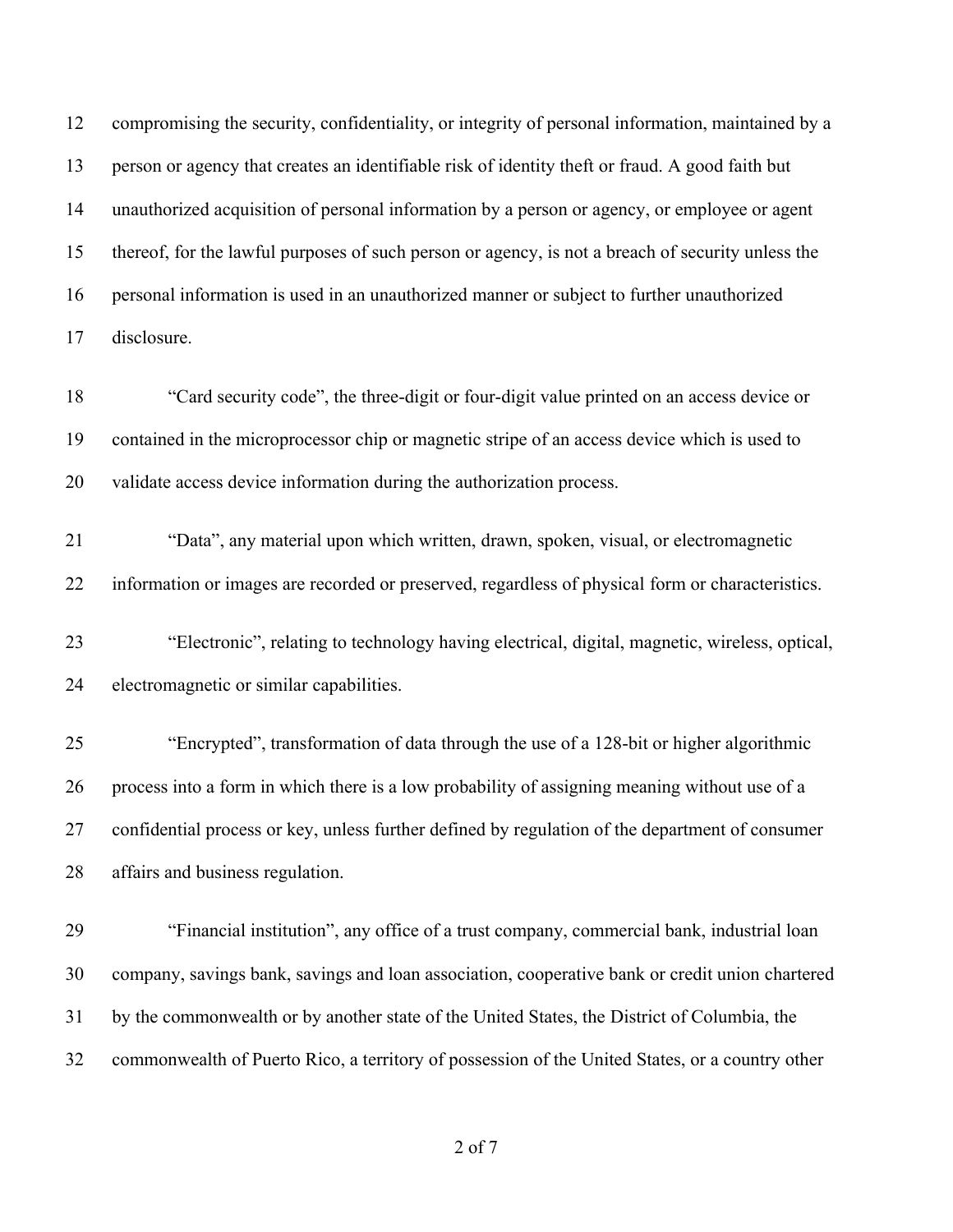compromising the security, confidentiality, or integrity of personal information, maintained by a person or agency that creates an identifiable risk of identity theft or fraud. A good faith but unauthorized acquisition of personal information by a person or agency, or employee or agent thereof, for the lawful purposes of such person or agency, is not a breach of security unless the personal information is used in an unauthorized manner or subject to further unauthorized disclosure.

"Card security code", the three-digit or four-digit value printed on an access device or contained in the microprocessor chip or magnetic stripe of an access device which is used to validate access device information during the authorization process.

"Data", any material upon which written, drawn, spoken, visual, or electromagnetic information or images are recorded or preserved, regardless of physical form or characteristics.

"Electronic", relating to technology having electrical, digital, magnetic, wireless, optical, electromagnetic or similar capabilities.

"Encrypted", transformation of data through the use of a 128-bit or higher algorithmic process into a form in which there is a low probability of assigning meaning without use of a confidential process or key, unless further defined by regulation of the department of consumer affairs and business regulation.

"Financial institution", any office of a trust company, commercial bank, industrial loan company, savings bank, savings and loan association, cooperative bank or credit union chartered by the commonwealth or by another state of the United States, the District of Columbia, the commonwealth of Puerto Rico, a territory of possession of the United States, or a country other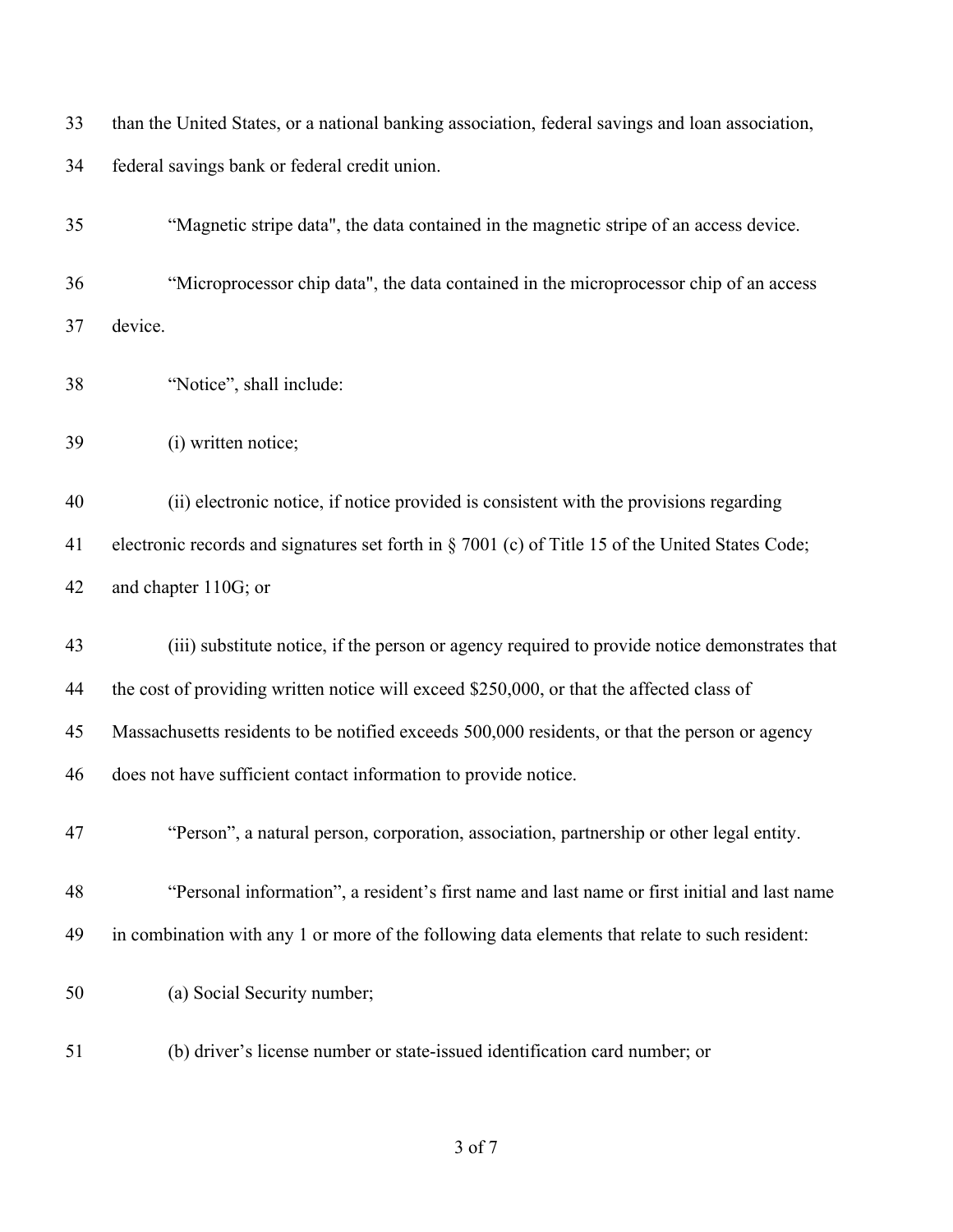than the United States, or a national banking association, federal savings and loan association, federal savings bank or federal credit union.

"Magnetic stripe data", the data contained in the magnetic stripe of an access device.

"Microprocessor chip data", the data contained in the microprocessor chip of an access device.

"Notice", shall include:

(i) written notice;

(ii) electronic notice, if notice provided is consistent with the provisions regarding electronic records and signatures set forth in § 7001 (c) of Title 15 of the United States Code; and chapter 110G; or

(iii) substitute notice, if the person or agency required to provide notice demonstrates that the cost of providing written notice will exceed $250,000, or that the affected class of Massachusetts residents to be notified exceeds 500,000 residents, or that the person or agency does not have sufficient contact information to provide notice.

"Person", a natural person, corporation, association, partnership or other legal entity.

"Personal information", a resident's first name and last name or first initial and last name in combination with any 1 or more of the following data elements that relate to such resident:

(a) Social Security number;

(b) driver's license number or state-issued identification card number; or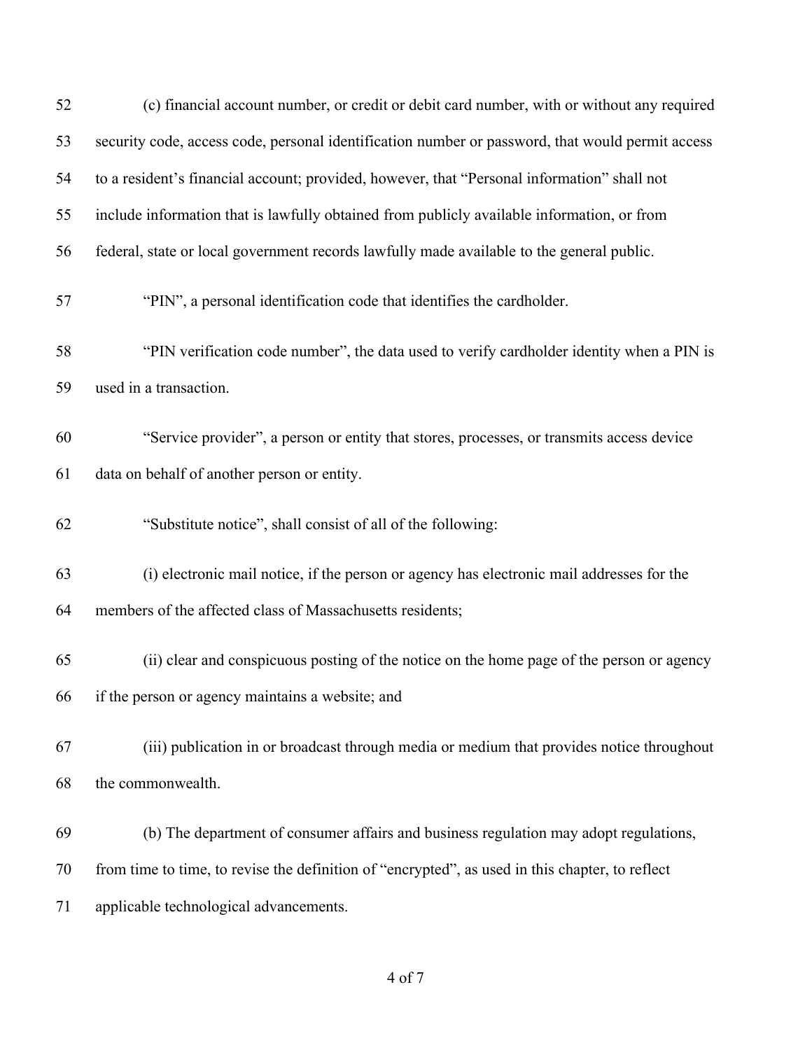(c) financial account number, or credit or debit card number, with or without any required security code, access code, personal identification number or password, that would permit access to a resident's financial account; provided, however, that "Personal information" shall not include information that is lawfully obtained from publicly available information, or from federal, state or local government records lawfully made available to the general public.

"PIN", a personal identification code that identifies the cardholder.

"PIN verification code number", the data used to verify cardholder identity when a PIN is used in a transaction.

"Service provider", a person or entity that stores, processes, or transmits access device data on behalf of another person or entity.

"Substitute notice", shall consist of all of the following:

(i) electronic mail notice, if the person or agency has electronic mail addresses for the members of the affected class of Massachusetts residents;

(ii) clear and conspicuous posting of the notice on the home page of the person or agency if the person or agency maintains a website; and

(iii) publication in or broadcast through media or medium that provides notice throughout the commonwealth.

(b) The department of consumer affairs and business regulation may adopt regulations, from time to time, to revise the definition of "encrypted", as used in this chapter, to reflect applicable technological advancements.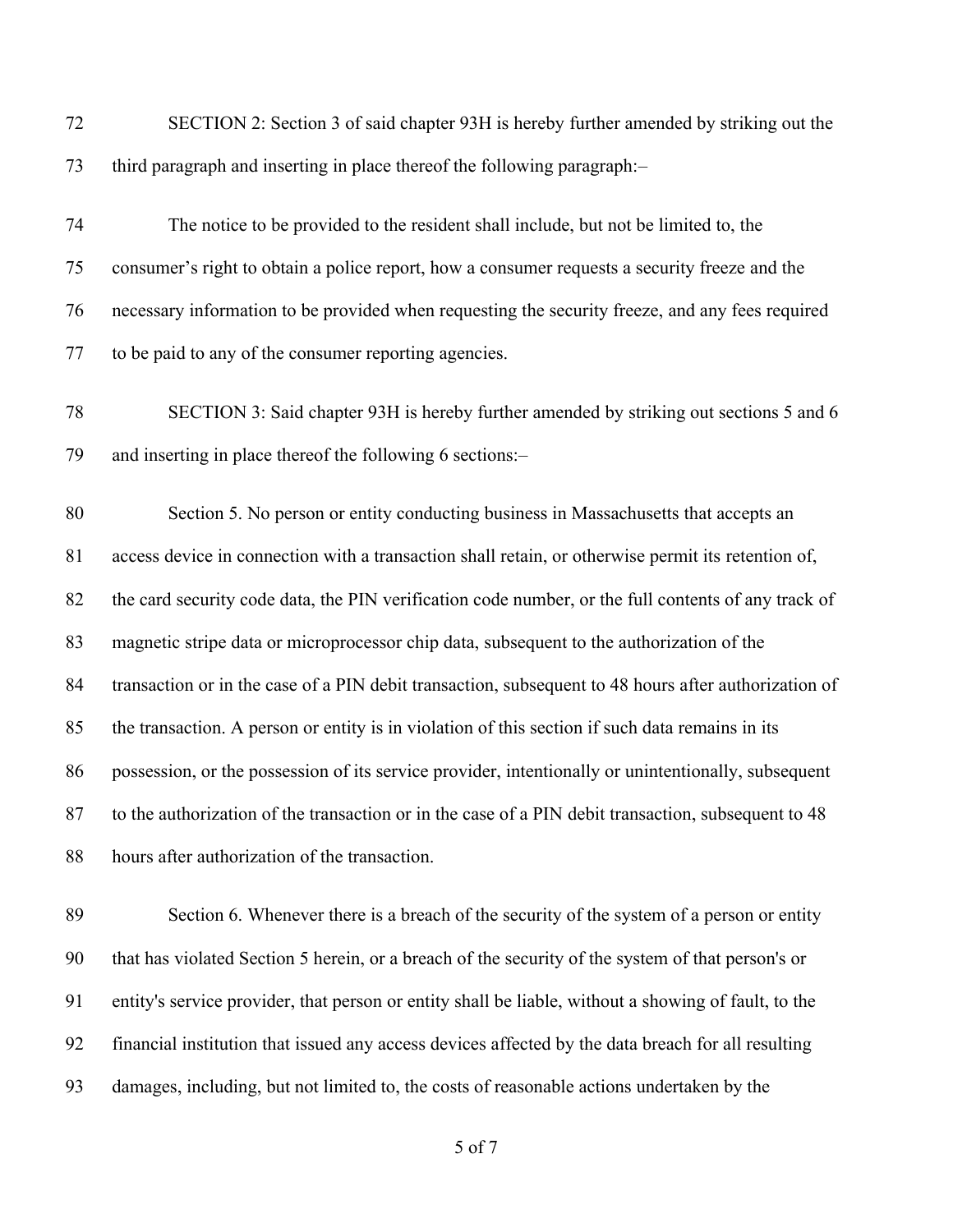SECTION 2: Section 3 of said chapter 93H is hereby further amended by striking out the third paragraph and inserting in place thereof the following paragraph:–

The notice to be provided to the resident shall include, but not be limited to, the consumer's right to obtain a police report, how a consumer requests a security freeze and the necessary information to be provided when requesting the security freeze, and any fees required to be paid to any of the consumer reporting agencies.

SECTION 3: Said chapter 93H is hereby further amended by striking out sections 5 and 6 and inserting in place thereof the following 6 sections:–

Section 5. No person or entity conducting business in Massachusetts that accepts an access device in connection with a transaction shall retain, or otherwise permit its retention of, the card security code data, the PIN verification code number, or the full contents of any track of magnetic stripe data or microprocessor chip data, subsequent to the authorization of the transaction or in the case of a PIN debit transaction, subsequent to 48 hours after authorization of the transaction. A person or entity is in violation of this section if such data remains in its possession, or the possession of its service provider, intentionally or unintentionally, subsequent to the authorization of the transaction or in the case of a PIN debit transaction, subsequent to 48 hours after authorization of the transaction.

Section 6. Whenever there is a breach of the security of the system of a person or entity that has violated Section 5 herein, or a breach of the security of the system of that person's or entity's service provider, that person or entity shall be liable, without a showing of fault, to the financial institution that issued any access devices affected by the data breach for all resulting damages, including, but not limited to, the costs of reasonable actions undertaken by the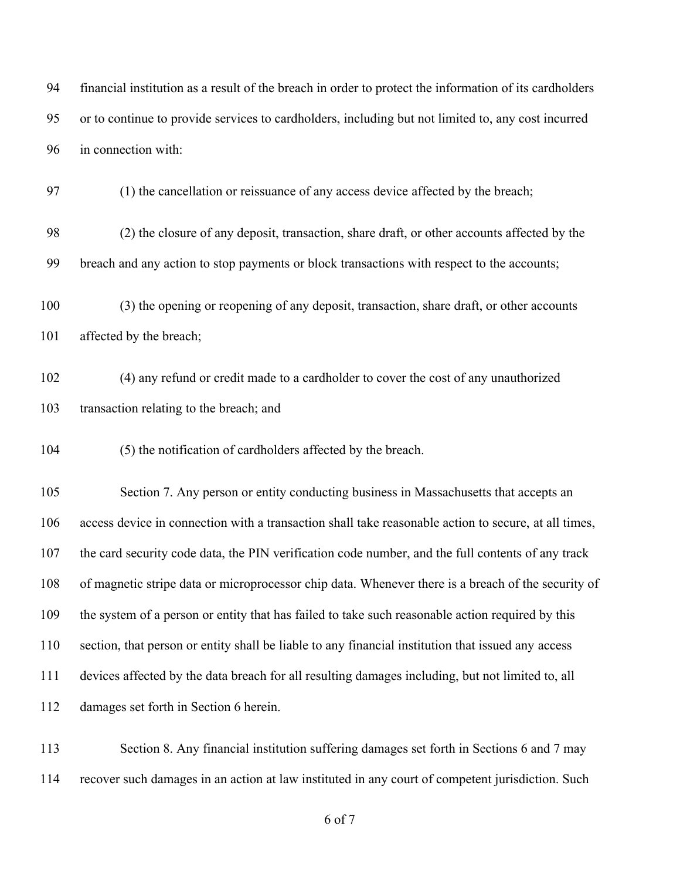financial institution as a result of the breach in order to protect the information of its cardholders or to continue to provide services to cardholders, including but not limited to, any cost incurred in connection with:

(1) the cancellation or reissuance of any access device affected by the breach;

(2) the closure of any deposit, transaction, share draft, or other accounts affected by the breach and any action to stop payments or block transactions with respect to the accounts;

(3) the opening or reopening of any deposit, transaction, share draft, or other accounts affected by the breach;

(4) any refund or credit made to a cardholder to cover the cost of any unauthorized transaction relating to the breach; and

(5) the notification of cardholders affected by the breach.

Section 7. Any person or entity conducting business in Massachusetts that accepts an access device in connection with a transaction shall take reasonable action to secure, at all times, the card security code data, the PIN verification code number, and the full contents of any track of magnetic stripe data or microprocessor chip data. Whenever there is a breach of the security of the system of a person or entity that has failed to take such reasonable action required by this section, that person or entity shall be liable to any financial institution that issued any access devices affected by the data breach for all resulting damages including, but not limited to, all damages set forth in Section 6 herein.

Section 8. Any financial institution suffering damages set forth in Sections 6 and 7 may recover such damages in an action at law instituted in any court of competent jurisdiction. Such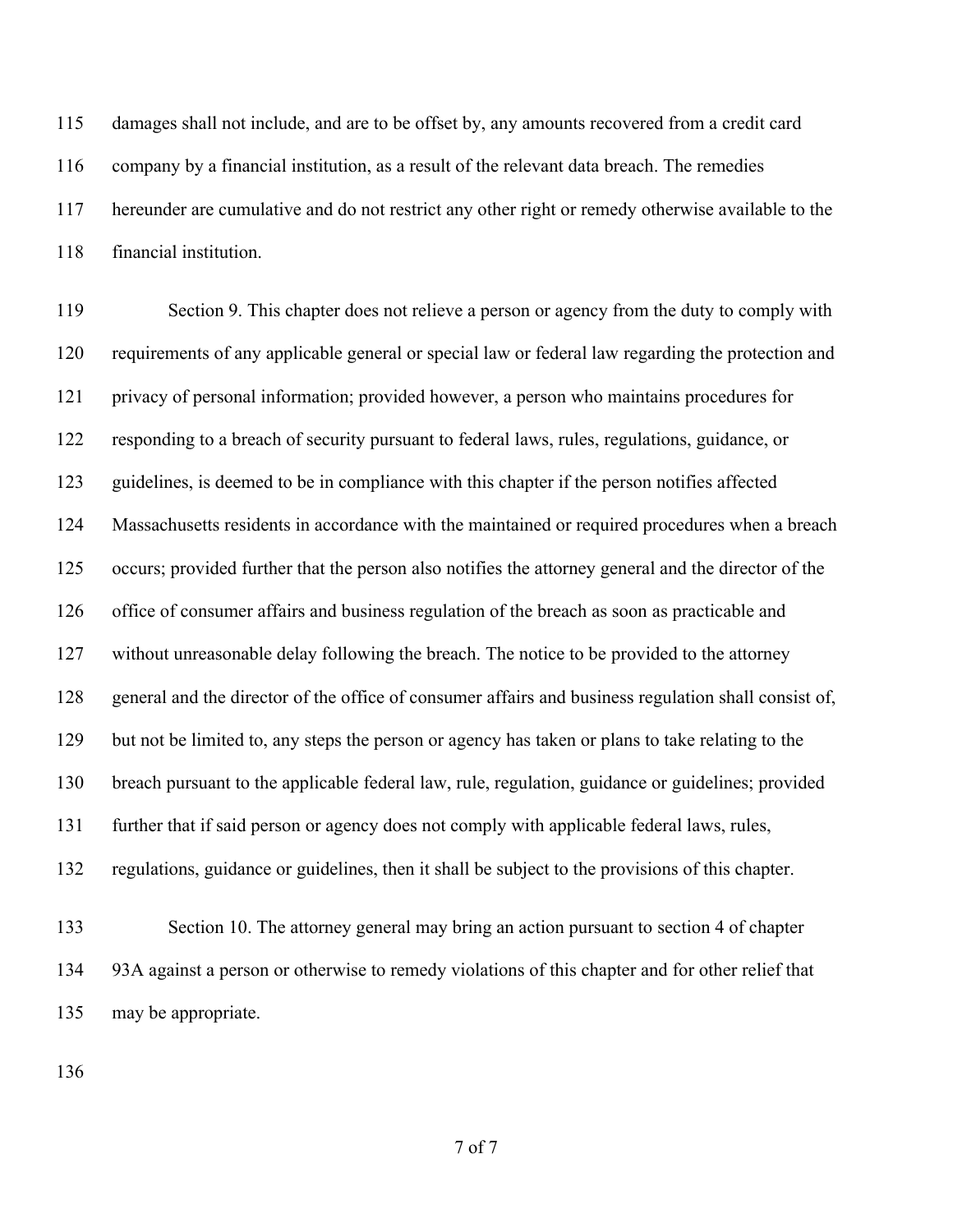damages shall not include, and are to be offset by, any amounts recovered from a credit card company by a financial institution, as a result of the relevant data breach. The remedies hereunder are cumulative and do not restrict any other right or remedy otherwise available to the financial institution.

Section 9. This chapter does not relieve a person or agency from the duty to comply with requirements of any applicable general or special law or federal law regarding the protection and privacy of personal information; provided however, a person who maintains procedures for responding to a breach of security pursuant to federal laws, rules, regulations, guidance, or guidelines, is deemed to be in compliance with this chapter if the person notifies affected Massachusetts residents in accordance with the maintained or required procedures when a breach occurs; provided further that the person also notifies the attorney general and the director of the office of consumer affairs and business regulation of the breach as soon as practicable and without unreasonable delay following the breach. The notice to be provided to the attorney general and the director of the office of consumer affairs and business regulation shall consist of, but not be limited to, any steps the person or agency has taken or plans to take relating to the breach pursuant to the applicable federal law, rule, regulation, guidance or guidelines; provided further that if said person or agency does not comply with applicable federal laws, rules, regulations, guidance or guidelines, then it shall be subject to the provisions of this chapter.

Section 10. The attorney general may bring an action pursuant to section 4 of chapter 93A against a person or otherwise to remedy violations of this chapter and for other relief that may be appropriate.